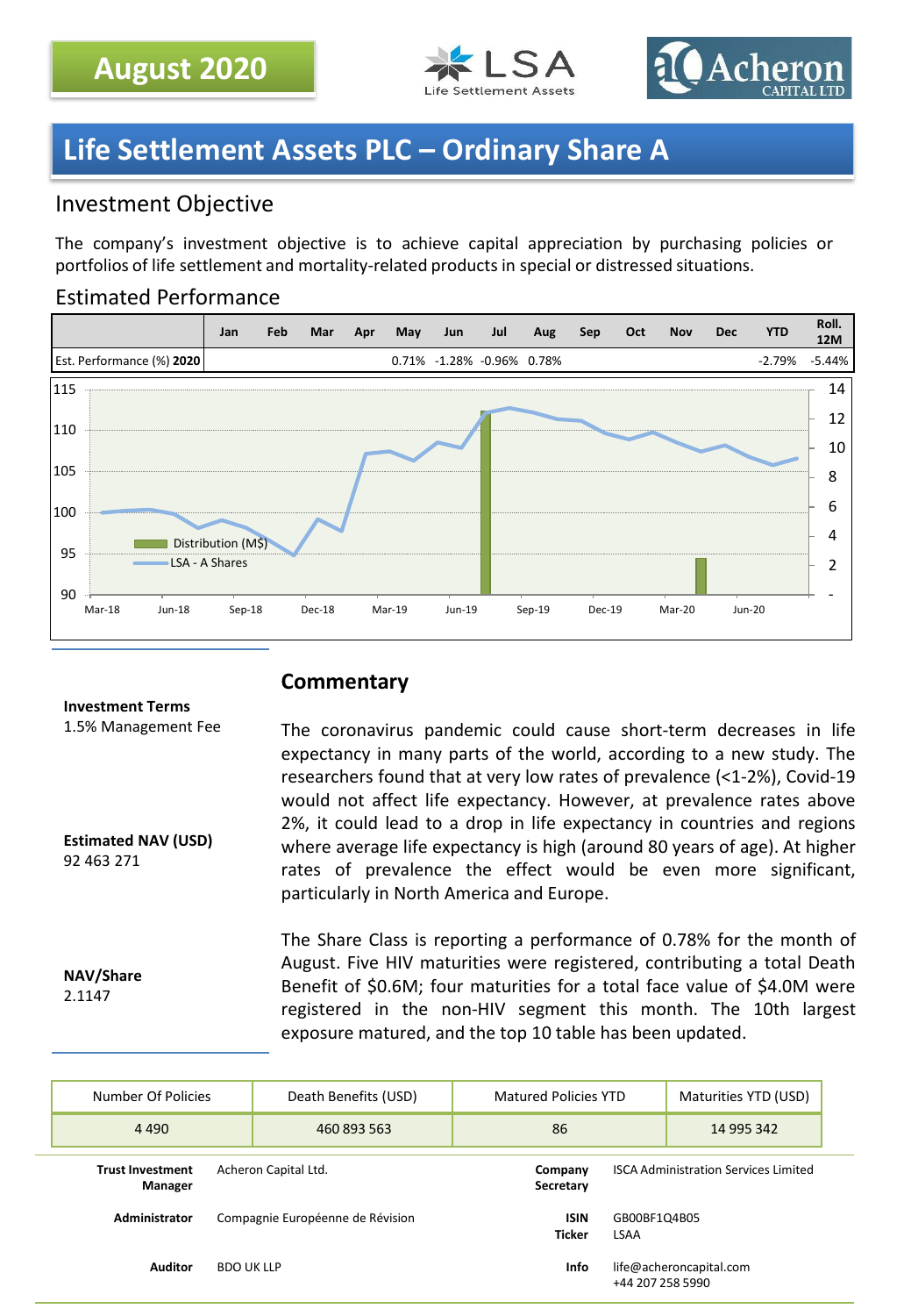August 2020

# Life Settlement Assets PLC – Ordinary Share A

## Investment Objective

The company's investment objective is to achieve capital appreciation by purchasing policies or portfolios of life settlement and mortality-related products in special or distressed situations.

## Estimated Performance

| | Jan | Feb | Mar | Apr | May | Jun | Jul | Aug | Sep | Oct | Nov | Dec | YTD | Roll. 12M |
|---|---|---|---|---|---|---|---|---|---|---|---|---|---|---|
| Est. Performance (%) **2020** | | | | | 0.71% | -1.28% | -0.96% | 0.78% | | | | | -2.79% | -5.44% |

**Investment Terms**
1.5% Management Fee

**Estimated NAV (USD)**
92 463 271

**NAV/Share**
2.1147

## Commentary

The coronavirus pandemic could cause short-term decreases in life expectancy in many parts of the world, according to a new study. The researchers found that at very low rates of prevalence (<1-2%), Covid-19 would not affect life expectancy. However, at prevalence rates above 2%, it could lead to a drop in life expectancy in countries and regions where average life expectancy is high (around 80 years of age). At higher rates of prevalence the effect would be even more significant, particularly in North America and Europe.

The Share Class is reporting a performance of 0.78% for the month of August. Five HIV maturities were registered, contributing a total Death Benefit of $0.6M; four maturities for a total face value of $4.0M were registered in the non-HIV segment this month. The 10th largest exposure matured, and the top 10 table has been updated.

| Number Of Policies | Death Benefits (USD) | Matured Policies YTD | Maturities YTD (USD) |
|---|---|---|---|
| 4 490 | 460 893 563 | 86 | 14 995 342 |

| | | | |
|---|---|---|---|
| **Trust Investment Manager** | Acheron Capital Ltd. | **Company Secretary** | ISCA Administration Services Limited |
| **Administrator** | Compagnie Européenne de Révision | **ISIN** **Ticker** | GB00BF1Q4B05 LSAA |
| **Auditor** | BDO UK LLP | **Info** | life@acheroncapital.com +44 207 258 5990 |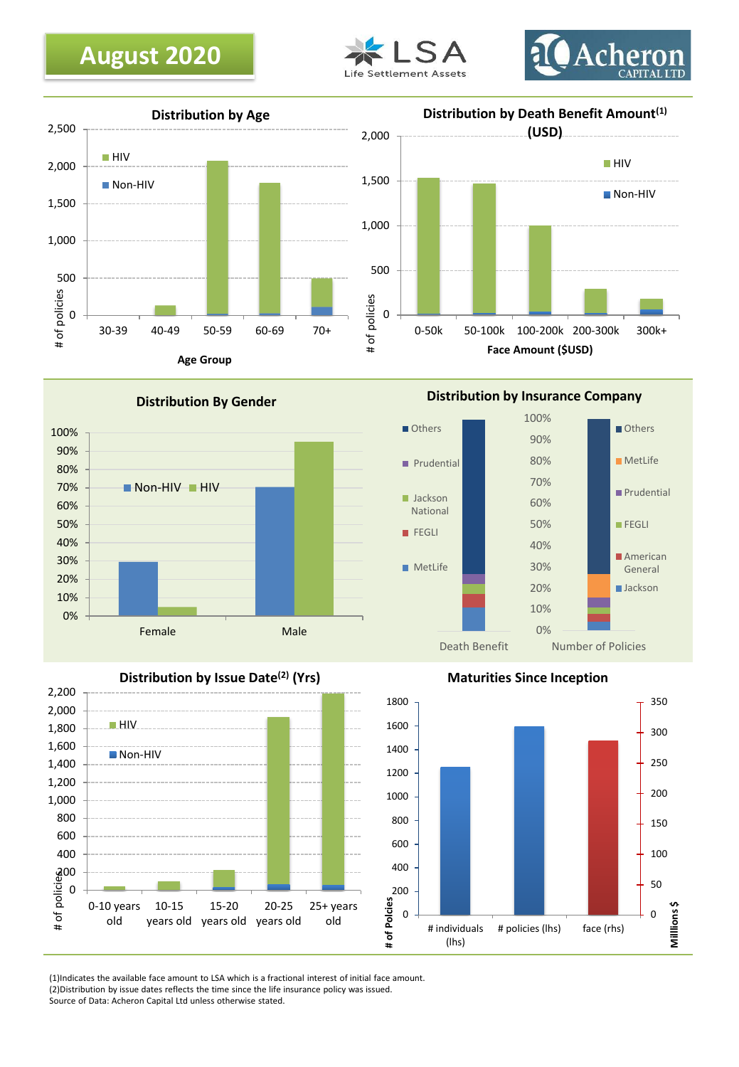# August 2020

LSA Life Settlement Assets

Acheron CAPITAL LTD

## Distribution by Age

HIV / Non-HIV

\# of policies (0 – 2,500)

Age Group: 30-39, 40-49, 50-59, 60-69, 70+

## Distribution by Death Benefit Amount[1] (USD)

HIV / Non-HIV

\# of policies (0 – 2,000)

Face Amount ($USD): 0-50k, 50-100k, 100-200k, 200-300k, 300k+

## Distribution By Gender

Non-HIV / HIV

0% – 100%

Female, Male

## Distribution by Insurance Company

Death Benefit: Others, Prudential, Jackson National, FEGLI, MetLife

Number of Policies: Others, MetLife, Prudential, FEGLI, American General, Jackson

0% – 100%

## Distribution by Issue Date[2] (Yrs)

HIV / Non-HIV

\# of policies (0 – 2,200)

0-10 years old, 10-15 years old, 15-20 years old, 20-25 years old, 25+ years old

## Maturities Since Inception

\# of Policies (0 – 1800); Millions $ (0 – 350)

\# individuals (lhs), # policies (lhs), face (rhs)

(1)Indicates the available face amount to LSA which is a fractional interest of initial face amount.
(2)Distribution by issue dates reflects the time since the life insurance policy was issued.
Source of Data: Acheron Capital Ltd unless otherwise stated.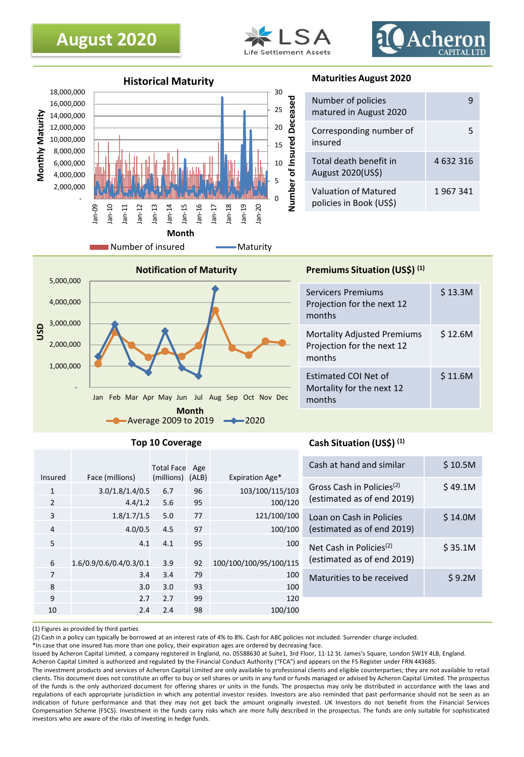**August 2020**

LSA Life Settlement Assets

Acheron CAPITAL LTD

## Historical Maturity

Monthly Maturity

18,000,000
16,000,000
14,000,000
12,000,000
10,000,000
8,000,000
6,000,000
4,000,000
2,000,000
-

Number of Insured Deceased

30
25
20
15
10
5
0

Jan-09 Jan-10 Jan-11 Jan-12 Jan-13 Jan-14 Jan-15 Jan-16 Jan-17 Jan-18 Jan-19 Jan-20

Month

Number of insured — Maturity

## Maturities August 2020

| | |
|---|---|
| Number of policies matured in August 2020 | 9 |
| Corresponding number of insured | 5 |
| Total death benefit in August 2020(US$) | 4 632 316 |
| Valuation of Matured policies in Book (US$) | 1 967 341 |

## Notification of Maturity

USD

5,000,000
4,000,000
3,000,000
2,000,000
1,000,000
-

Jan Feb Mar Apr May Jun Jul Aug Sep Oct Nov Dec

Month

Average 2009 to 2019 — 2020

## Premiums Situation (US$) [(1)]

| | |
|---|---|
| Servicers Premiums Projection for the next 12 months | $ 13.3M |
| Mortality Adjusted Premiums Projection for the next 12 months | $ 12.6M |
| Estimated COI Net of Mortality for the next 12 months | $ 11.6M |

## Top 10 Coverage

| Insured | Face (millions) | Total Face (millions) | Age (ALB) | Expiration Age* |
|---|---|---|---|---|
| 1 | 3.0/1.8/1.4/0.5 | 6.7 | 96 | 103/100/115/103 |
| 2 | 4.4/1.2 | 5.6 | 95 | 100/120 |
| 3 | 1.8/1.7/1.5 | 5.0 | 77 | 121/100/100 |
| 4 | 4.0/0.5 | 4.5 | 97 | 100/100 |
| 5 | 4.1 | 4.1 | 95 | 100 |
| 6 | 1.6/0.9/0.6/0.4/0.3/0.1 | 3.9 | 92 | 100/100/100/95/100/115 |
| 7 | 3.4 | 3.4 | 79 | 100 |
| 8 | 3.0 | 3.0 | 93 | 100 |
| 9 | 2.7 | 2.7 | 99 | 120 |
| 10 | 2.4 | 2.4 | 98 | 100/100 |

## Cash Situation (US$) [(1)]

| | |
|---|---|
| Cash at hand and similar | $ 10.5M |
| Gross Cash in Policies[(2)] (estimated as of end 2019) | $ 49.1M |
| Loan on Cash in Policies (estimated as of end 2019) | $ 14.0M |
| Net Cash in Policies[(2)] (estimated as of end 2019) | $ 35.1M |
| Maturities to be received | $ 9.2M |

(1) Figures as provided by third parties

(2) Cash in a policy can typically be borrowed at an interest rate of 4% to 8%. Cash for ABC policies not included. Surrender charge included.

*In case that one insured has more than one policy, their expiration ages are ordered by decreasing face.

Issued by Acheron Capital Limited, a company registered in England, no. 05588630 at Suite1, 3rd Floor, 11-12 St. James's Square, London SW1Y 4LB, England.

Acheron Capital Limited is authorized and regulated by the Financial Conduct Authority ("FCA") and appears on the FS Register under FRN 443685.

The investment products and services of Acheron Capital Limited are only available to professional clients and eligible counterparties; they are not available to retail clients. This document does not constitute an offer to buy or sell shares or units in any fund or funds managed or advised by Acheron Capital Limited. The prospectus of the funds is the only authorized document for offering shares or units in the funds. The prospectus may only be distributed in accordance with the laws and regulations of each appropriate jurisdiction in which any potential investor resides. Investors are also reminded that past performance should not be seen as an indication of future performance and that they may not get back the amount originally invested. UK Investors do not benefit from the Financial Services Compensation Scheme (FSCS). Investment in the funds carry risks which are more fully described in the prospectus. The funds are only suitable for sophisticated investors who are aware of the risks of investing in hedge funds.